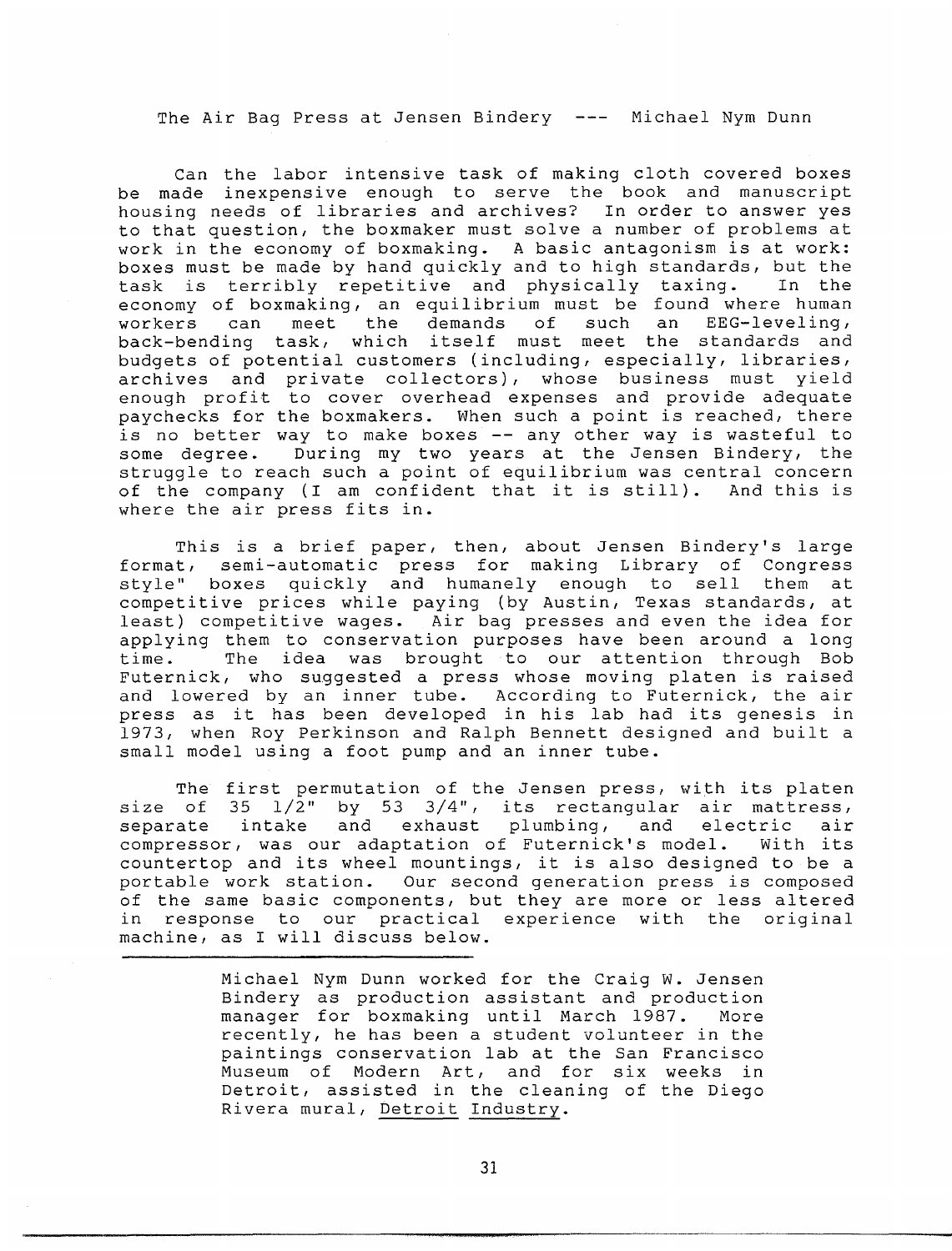# The Air Bag Press at Jensen Bindery --- Michael Nym Dunn

Can the labor intensive task of making cloth covered boxes be made inexpensive enough to serve the book and manuscript housing needs of libraries and archives? In order to answer yes to that question, the boxmaker must solve a number of problems at work in the economy of boxmaking. A basic antagonism is at work: boxes must be made by hand quickly and to high standards, but the task is terribly repetitive and physically taxing. In the economy of boxmaking, an equilibrium must be found where human workers can meet the demands of such an EEG-leveling, back-bending task, which itself must meet the standards and budgets of potential customers (including, especially, libraries, archives and private collectors), whose business must yield enough profit to cover overhead expenses and provide adequate paychecks for the boxmakers. When such a point is reached, there is no better way to make boxes -- any other way is wasteful to some degree. During my two years at the Jensen Bindery, the struggle to reach such a point of equilibrium was central concern of the company (I am confident that it is still). And this is where the air press fits in.

This is a brief paper, then, about Jensen Bindery's large format, semi-automatic press for making Library of Congress style" boxes quickly and humanely enough to sell them at competitive prices while paying (by Austin, Texas standards, at least) competitive wages. Air bag presses and even the idea for applying them to conservation purposes have been around a long time. The idea was brought to our attention through Bob Futernick, who suggested a press whose moving platen is raised and lowered by an inner tube. According to Futernick, the air press as it has been developed in his lab had its genesis in 1973, when Roy Perkinson and Ralph Bennett designed and built a small model using a foot pump and an inner tube.

The first permutation of the Jensen press, with its platen size of 35 1/2" by 53 3/4", its rectangular air mattress, separate intake and exhaust plumbing, and electric air compressor, was our adaptation of Futernick's model. With its countertop and its wheel mountings, it is also designed to be a portable work station. Our second generation press is composed of the same basic components, but they are more or less altered in response to our practical experience with the original machine, as I will discuss below.

---

Michael Nym Dunn worked for the Craig W. Jensen Bindery as production assistant and production manager for boxmaking until March 1987. More recently, he has been a student volunteer in the paintings conservation lab at the San Francisco Museum of Modern Art, and for six weeks in Detroit, assisted in the cleaning of the Diego Rivera mural, Detroit Industry.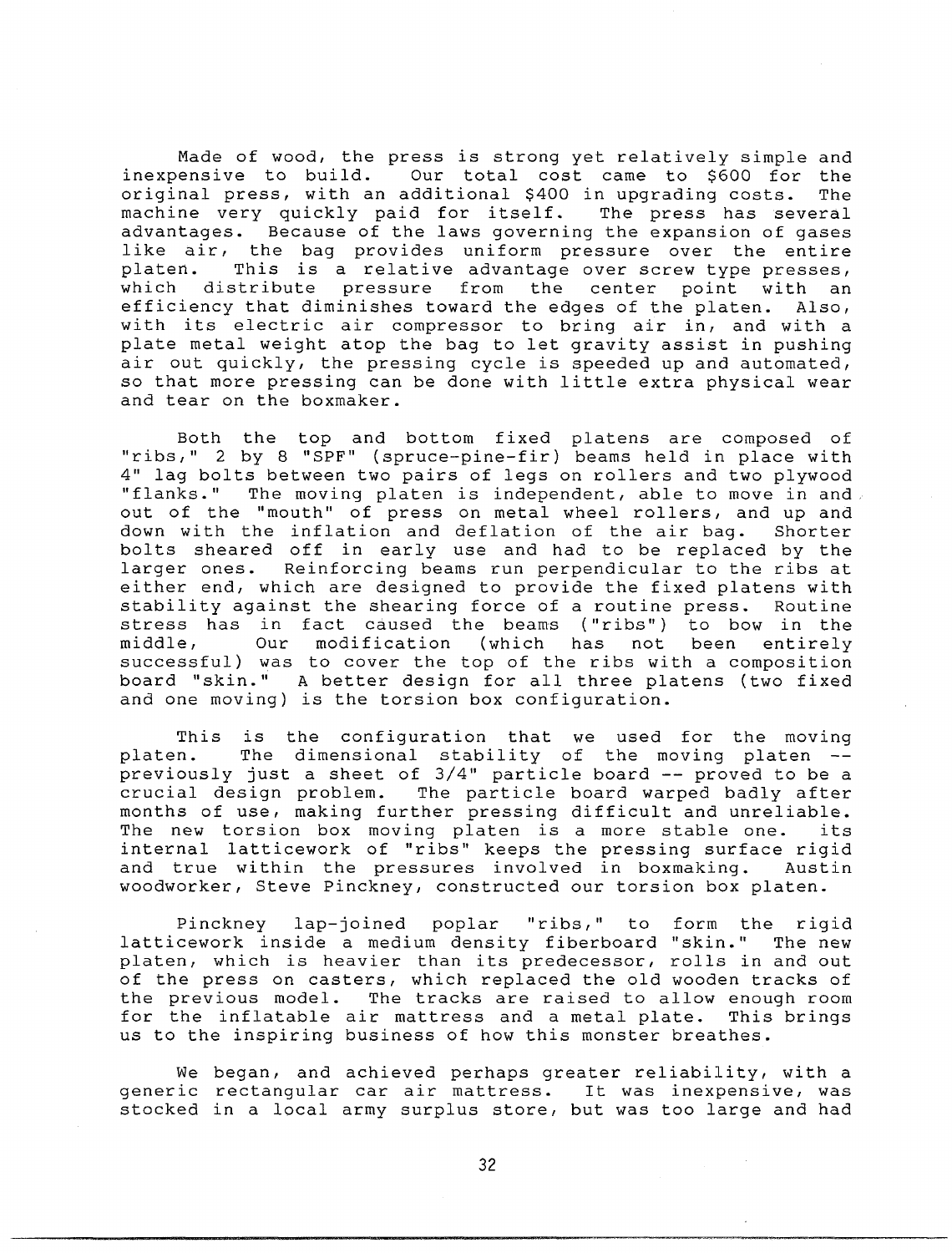Made of wood, the press is strong yet relatively simple and inexpensive to build. Our total cost came to $600 for the original press, with an additional $400 in upgrading costs. The machine very quickly paid for itself. The press has several advantages. Because of the laws governing the expansion of gases like air, the bag provides uniform pressure over the entire platen. This is a relative advantage over screw type presses, which distribute pressure from the center point with an efficiency that diminishes toward the edges of the platen. Also, with its electric air compressor to bring air in, and with a plate metal weight atop the bag to let gravity assist in pushing air out quickly, the pressing cycle is speeded up and automated, so that more pressing can be done with little extra physical wear and tear on the boxmaker.

Both the top and bottom fixed platens are composed of "ribs," 2 by 8 "SPF" (spruce-pine-fir) beams held in place with 4" lag bolts between two pairs of legs on rollers and two plywood "flanks." The moving platen is independent, able to move in and out of the "mouth" of press on metal wheel rollers, and up and down with the inflation and deflation of the air bag. Shorter bolts sheared off in early use and had to be replaced by the larger ones. Reinforcing beams run perpendicular to the ribs at either end, which are designed to provide the fixed platens with stability against the shearing force of a routine press. Routine stress has in fact caused the beams ("ribs") to bow in the middle, Our modification (which has not been entirely successful) was to cover the top of the ribs with a composition board "skin." A better design for all three platens (two fixed and one moving) is the torsion box configuration.

This is the configuration that we used for the moving platen. The dimensional stability of the moving platen -- previously just a sheet of 3/4" particle board -- proved to be a crucial design problem. The particle board warped badly after months of use, making further pressing difficult and unreliable. The new torsion box moving platen is a more stable one. its internal latticework of "ribs" keeps the pressing surface rigid and true within the pressures involved in boxmaking. Austin woodworker, Steve Pinckney, constructed our torsion box platen.

Pinckney lap-joined poplar "ribs," to form the rigid latticework inside a medium density fiberboard "skin." The new platen, which is heavier than its predecessor, rolls in and out of the press on casters, which replaced the old wooden tracks of the previous model. The tracks are raised to allow enough room for the inflatable air mattress and a metal plate. This brings us to the inspiring business of how this monster breathes.

We began, and achieved perhaps greater reliability, with a generic rectangular car air mattress. It was inexpensive, was stocked in a local army surplus store, but was too large and had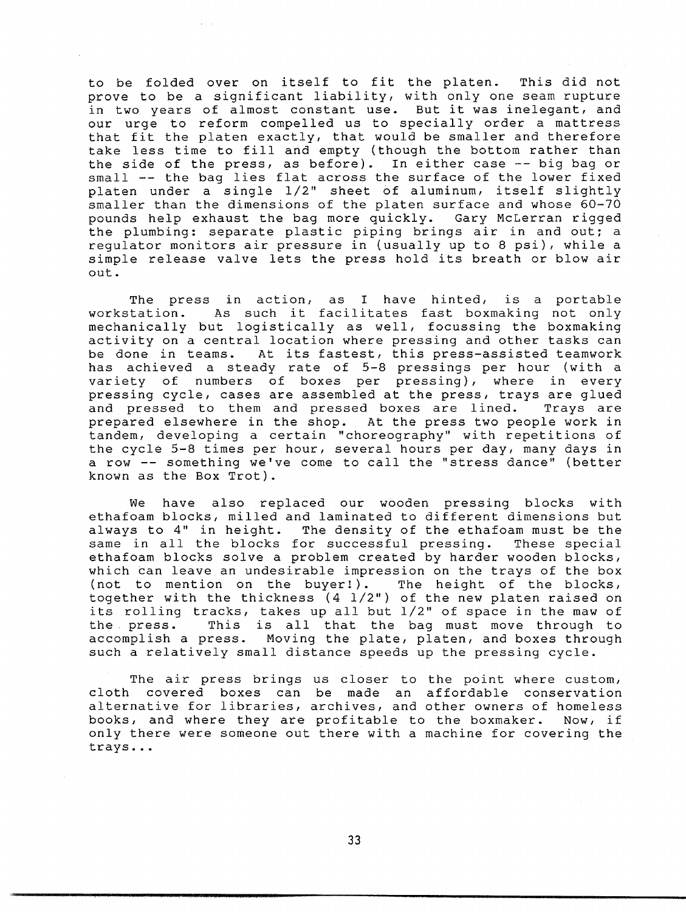to be folded over on itself to fit the platen. This did not prove to be a significant liability, with only one seam rupture in two years of almost constant use. But it was inelegant, and our urge to reform compelled us to specially order a mattress that fit the platen exactly, that would be smaller and therefore take less time to fill and empty (though the bottom rather than the side of the press, as before). In either case -- big bag or small -- the bag lies flat across the surface of the lower fixed platen under a single 1/2" sheet of aluminum, itself slightly smaller than the dimensions of the platen surface and whose 60-70 pounds help exhaust the bag more quickly. Gary McLerran rigged the plumbing: separate plastic piping brings air in and out; a regulator monitors air pressure in (usually up to 8 psi), while a simple release valve lets the press hold its breath or blow air out.

The press in action, as I have hinted, is a portable workstation. As such it facilitates fast boxmaking not only mechanically but logistically as well, focussing the boxmaking activity on a central location where pressing and other tasks can be done in teams. At its fastest, this press-assisted teamwork has achieved a steady rate of 5-8 pressings per hour (with a variety of numbers of boxes per pressing), where in every pressing cycle, cases are assembled at the press, trays are glued and pressed to them and pressed boxes are lined. Trays are prepared elsewhere in the shop. At the press two people work in tandem, developing a certain "choreography" with repetitions of the cycle 5-8 times per hour, several hours per day, many days in a row -- something we've come to call the "stress dance" (better known as the Box Trot).

We have also replaced our wooden pressing blocks with ethafoam blocks, milled and laminated to different dimensions but always to 4" in height. The density of the ethafoam must be the same in all the blocks for successful pressing. These special ethafoam blocks solve a problem created by harder wooden blocks, which can leave an undesirable impression on the trays of the box (not to mention on the buyer!). The height of the blocks, together with the thickness (4 1/2") of the new platen raised on its rolling tracks, takes up all but 1/2" of space in the maw of the press. This is all that the bag must move through to accomplish a press. Moving the plate, platen, and boxes through such a relatively small distance speeds up the pressing cycle.

The air press brings us closer to the point where custom, cloth covered boxes can be made an affordable conservation alternative for libraries, archives, and other owners of homeless books, and where they are profitable to the boxmaker. Now, if only there were someone out there with a machine for covering the trays...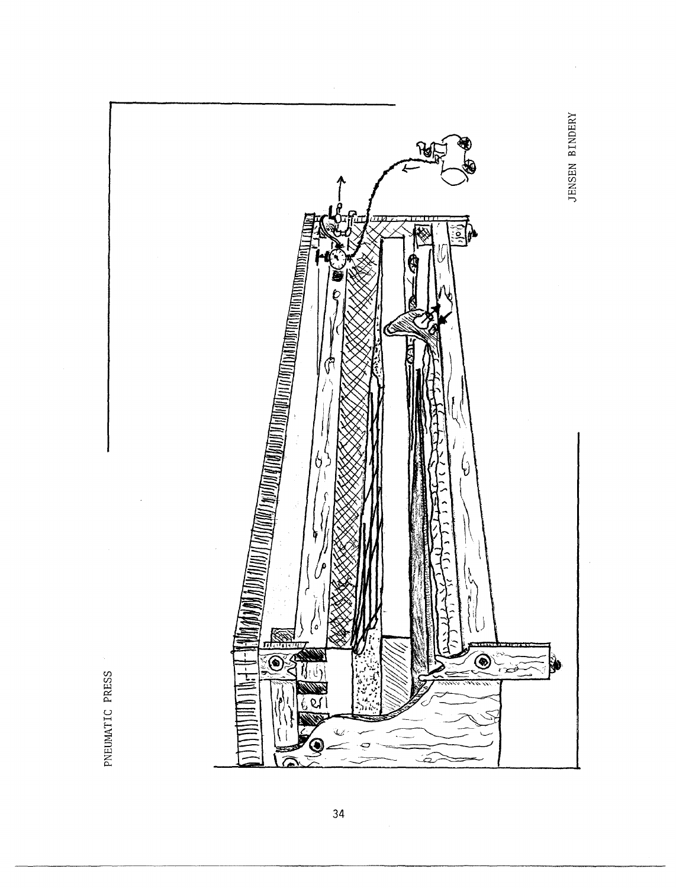PNEUMATIC PRESS

JENSEN BINDERY